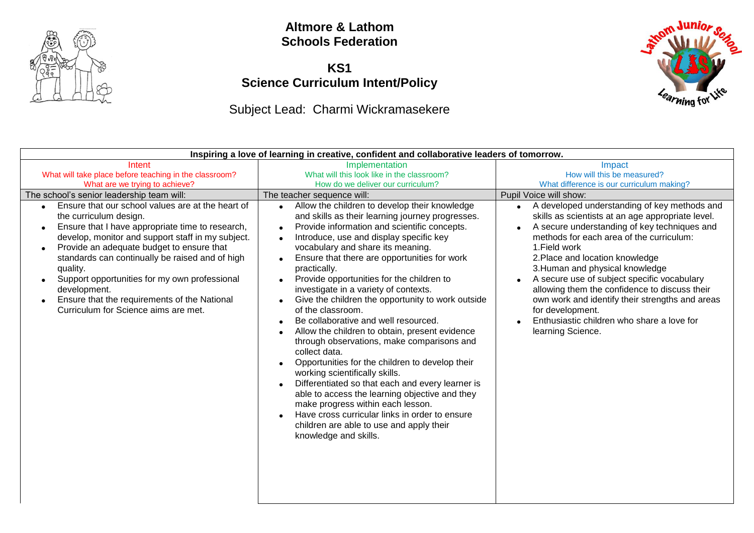# Altmore & Lathom Schools Federation

## KS1
## Science Curriculum Intent/Policy

Subject Lead: Charmi Wickramasekere

| Inspiring a love of learning in creative, confident and collaborative leaders of tomorrow. | | |
|---|---|---|
| Intent<br>What will take place before teaching in the classroom?<br>What are we trying to achieve? | Implementation<br>What will this look like in the classroom?<br>How do we deliver our curriculum? | Impact<br>How will this be measured?<br>What difference is our curriculum making? |
| The school's senior leadership team will: | The teacher sequence will: | Pupil Voice will show: |
| • Ensure that our school values are at the heart of the curriculum design.<br>• Ensure that I have appropriate time to research, develop, monitor and support staff in my subject.<br>• Provide an adequate budget to ensure that standards can continually be raised and of high quality.<br>• Support opportunities for my own professional development.<br>• Ensure that the requirements of the National Curriculum for Science aims are met. | • Allow the children to develop their knowledge and skills as their learning journey progresses.<br>• Provide information and scientific concepts.<br>• Introduce, use and display specific key vocabulary and share its meaning.<br>• Ensure that there are opportunities for work practically.<br>• Provide opportunities for the children to investigate in a variety of contexts.<br>• Give the children the opportunity to work outside of the classroom.<br>• Be collaborative and well resourced.<br>• Allow the children to obtain, present evidence through observations, make comparisons and collect data.<br>• Opportunities for the children to develop their working scientifically skills.<br>• Differentiated so that each and every learner is able to access the learning objective and they make progress within each lesson.<br>• Have cross curricular links in order to ensure children are able to use and apply their knowledge and skills. | • A developed understanding of key methods and skills as scientists at an age appropriate level.<br>• A secure understanding of key techniques and methods for each area of the curriculum:<br>1.Field work<br>2.Place and location knowledge<br>3.Human and physical knowledge<br>• A secure use of subject specific vocabulary allowing them the confidence to discuss their own work and identify their strengths and areas for development.<br>• Enthusiastic children who share a love for learning Science. |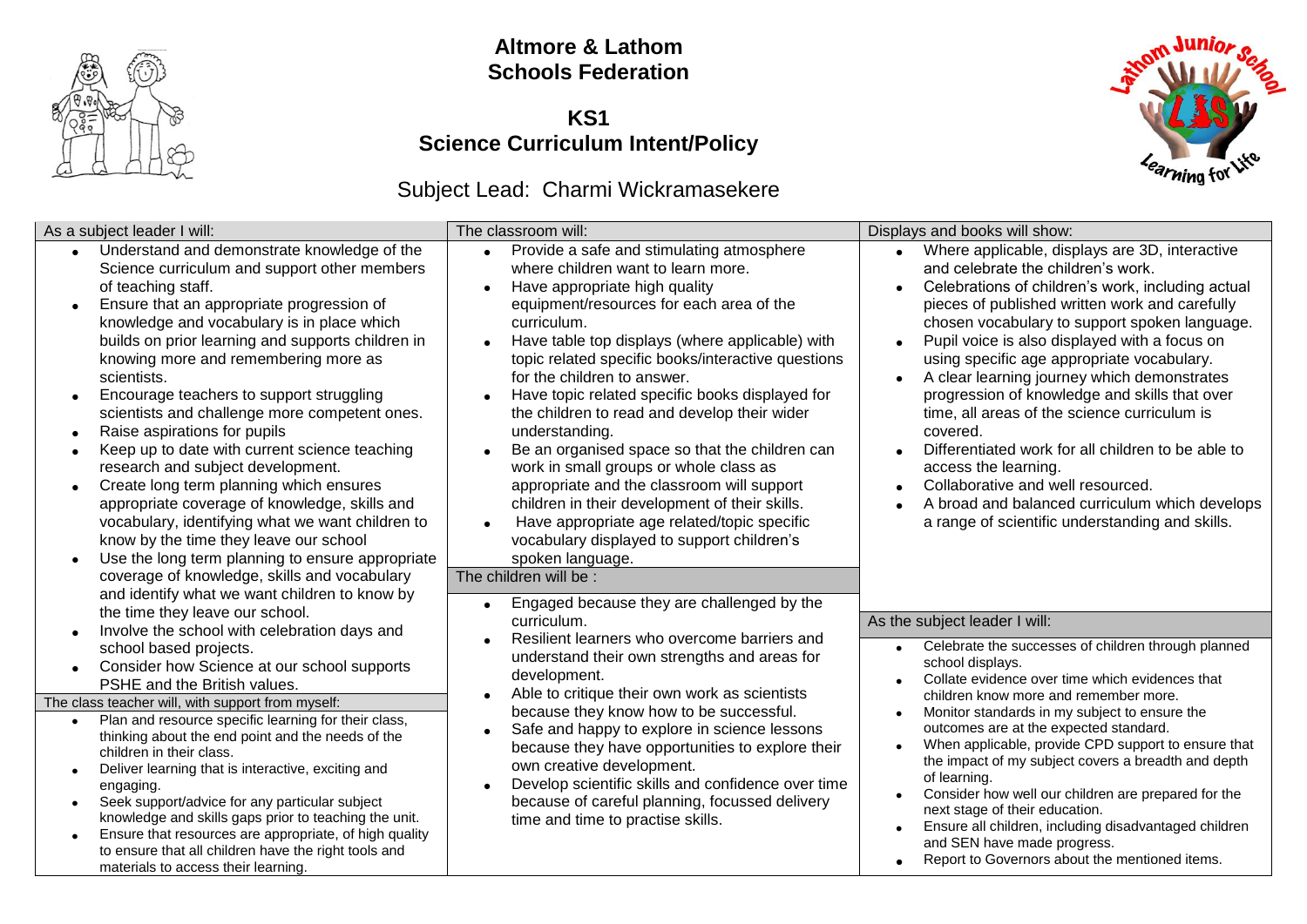# Altmore & Lathom Schools Federation

## KS1
## Science Curriculum Intent/Policy

### Subject Lead: Charmi Wickramasekere

**As a subject leader I will:**

- Understand and demonstrate knowledge of the Science curriculum and support other members of teaching staff.
- Ensure that an appropriate progression of knowledge and vocabulary is in place which builds on prior learning and supports children in knowing more and remembering more as scientists.
- Encourage teachers to support struggling scientists and challenge more competent ones.
- Raise aspirations for pupils
- Keep up to date with current science teaching research and subject development.
- Create long term planning which ensures appropriate coverage of knowledge, skills and vocabulary, identifying what we want children to know by the time they leave our school
- Use the long term planning to ensure appropriate coverage of knowledge, skills and vocabulary and identify what we want children to know by the time they leave our school.
- Involve the school with celebration days and school based projects.
- Consider how Science at our school supports PSHE and the British values.

**The class teacher will, with support from myself:**

- Plan and resource specific learning for their class, thinking about the end point and the needs of the children in their class.
- Deliver learning that is interactive, exciting and engaging.
- Seek support/advice for any particular subject knowledge and skills gaps prior to teaching the unit.
- Ensure that resources are appropriate, of high quality to ensure that all children have the right tools and materials to access their learning.

**The classroom will:**

- Provide a safe and stimulating atmosphere where children want to learn more.
- Have appropriate high quality equipment/resources for each area of the curriculum.
- Have table top displays (where applicable) with topic related specific books/interactive questions for the children to answer.
- Have topic related specific books displayed for the children to read and develop their wider understanding.
- Be an organised space so that the children can work in small groups or whole class as appropriate and the classroom will support children in their development of their skills.
- Have appropriate age related/topic specific vocabulary displayed to support children's spoken language.

**The children will be :**

- Engaged because they are challenged by the curriculum.
- Resilient learners who overcome barriers and understand their own strengths and areas for development.
- Able to critique their own work as scientists because they know how to be successful.
- Safe and happy to explore in science lessons because they have opportunities to explore their own creative development.
- Develop scientific skills and confidence over time because of careful planning, focussed delivery time and time to practise skills.

**Displays and books will show:**

- Where applicable, displays are 3D, interactive and celebrate the children's work.
- Celebrations of children's work, including actual pieces of published written work and carefully chosen vocabulary to support spoken language.
- Pupil voice is also displayed with a focus on using specific age appropriate vocabulary.
- A clear learning journey which demonstrates progression of knowledge and skills that over time, all areas of the science curriculum is covered.
- Differentiated work for all children to be able to access the learning.
- Collaborative and well resourced.
- A broad and balanced curriculum which develops a range of scientific understanding and skills.

**As the subject leader I will:**

- Celebrate the successes of children through planned school displays.
- Collate evidence over time which evidences that children know more and remember more.
- Monitor standards in my subject to ensure the outcomes are at the expected standard.
- When applicable, provide CPD support to ensure that the impact of my subject covers a breadth and depth of learning.
- Consider how well our children are prepared for the next stage of their education.
- Ensure all children, including disadvantaged children and SEN have made progress.
- Report to Governors about the mentioned items.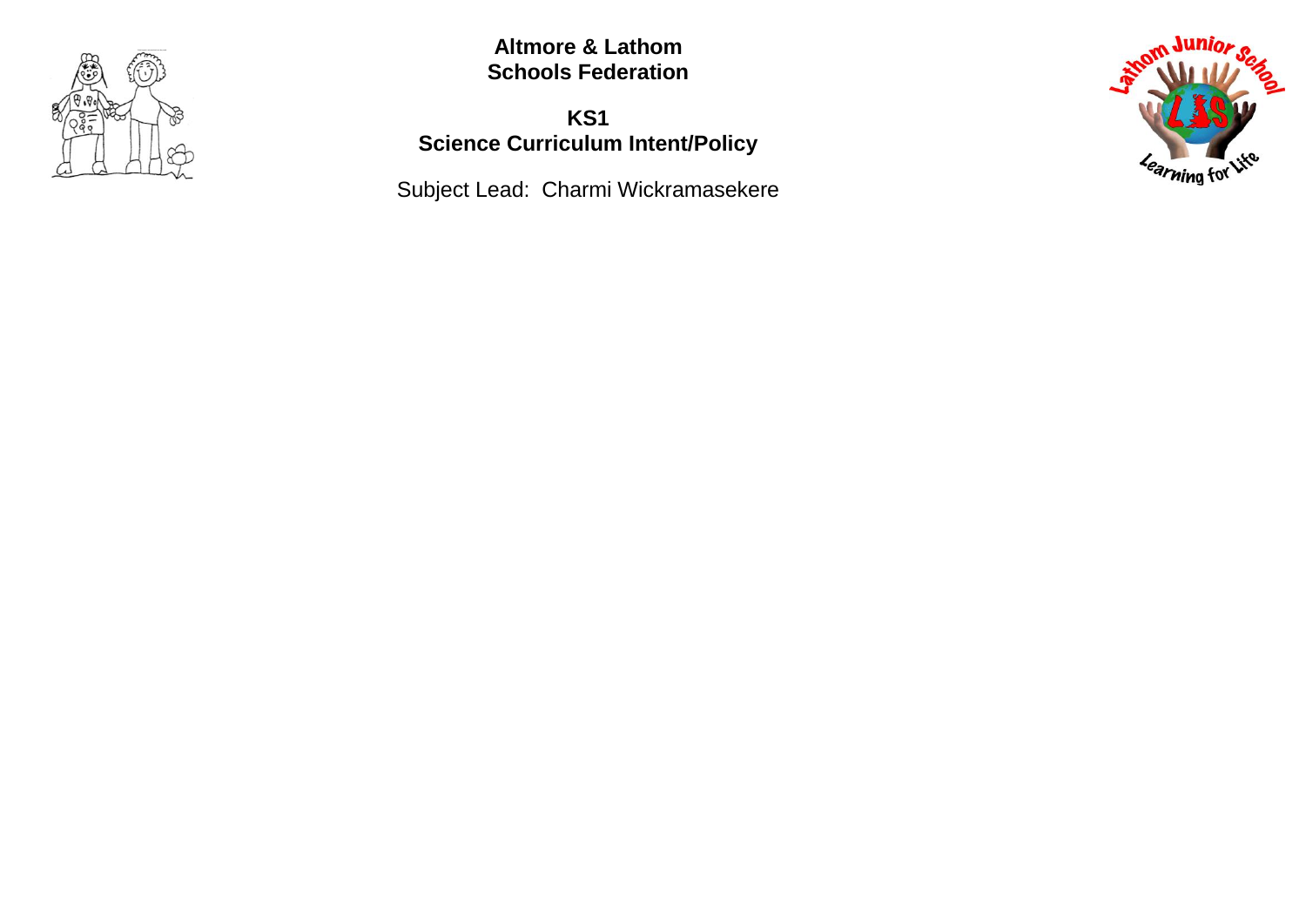**Altmore & Lathom Schools Federation**

**KS1**
**Science Curriculum Intent/Policy**

Subject Lead: Charmi Wickramasekere